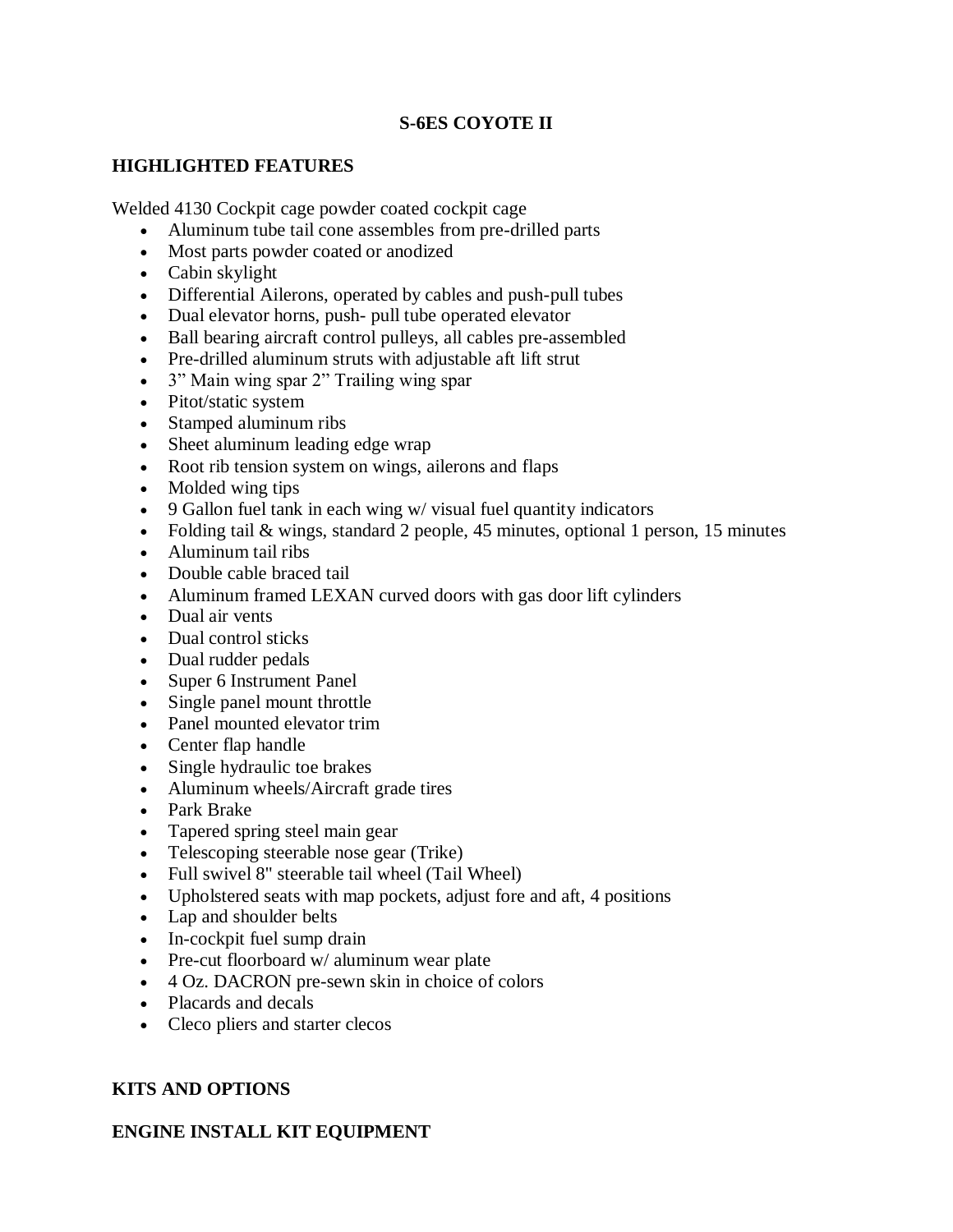# S-6ES COYOTE II

## HIGHLIGHTED FEATURES

Welded 4130 Cockpit cage powder coated cockpit cage

- Aluminum tube tail cone assembles from pre-drilled parts
- Most parts powder coated or anodized
- Cabin skylight
- Differential Ailerons, operated by cables and push-pull tubes
- Dual elevator horns, push- pull tube operated elevator
- Ball bearing aircraft control pulleys, all cables pre-assembled
- Pre-drilled aluminum struts with adjustable aft lift strut
- 3" Main wing spar 2" Trailing wing spar
- Pitot/static system
- Stamped aluminum ribs
- Sheet aluminum leading edge wrap
- Root rib tension system on wings, ailerons and flaps
- Molded wing tips
- 9 Gallon fuel tank in each wing w/ visual fuel quantity indicators
- Folding tail & wings, standard 2 people, 45 minutes, optional 1 person, 15 minutes
- Aluminum tail ribs
- Double cable braced tail
- Aluminum framed LEXAN curved doors with gas door lift cylinders
- Dual air vents
- Dual control sticks
- Dual rudder pedals
- Super 6 Instrument Panel
- Single panel mount throttle
- Panel mounted elevator trim
- Center flap handle
- Single hydraulic toe brakes
- Aluminum wheels/Aircraft grade tires
- Park Brake
- Tapered spring steel main gear
- Telescoping steerable nose gear (Trike)
- Full swivel 8" steerable tail wheel (Tail Wheel)
- Upholstered seats with map pockets, adjust fore and aft, 4 positions
- Lap and shoulder belts
- In-cockpit fuel sump drain
- Pre-cut floorboard w/ aluminum wear plate
- 4 Oz. DACRON pre-sewn skin in choice of colors
- Placards and decals
- Cleco pliers and starter clecos

## KITS AND OPTIONS

## ENGINE INSTALL KIT EQUIPMENT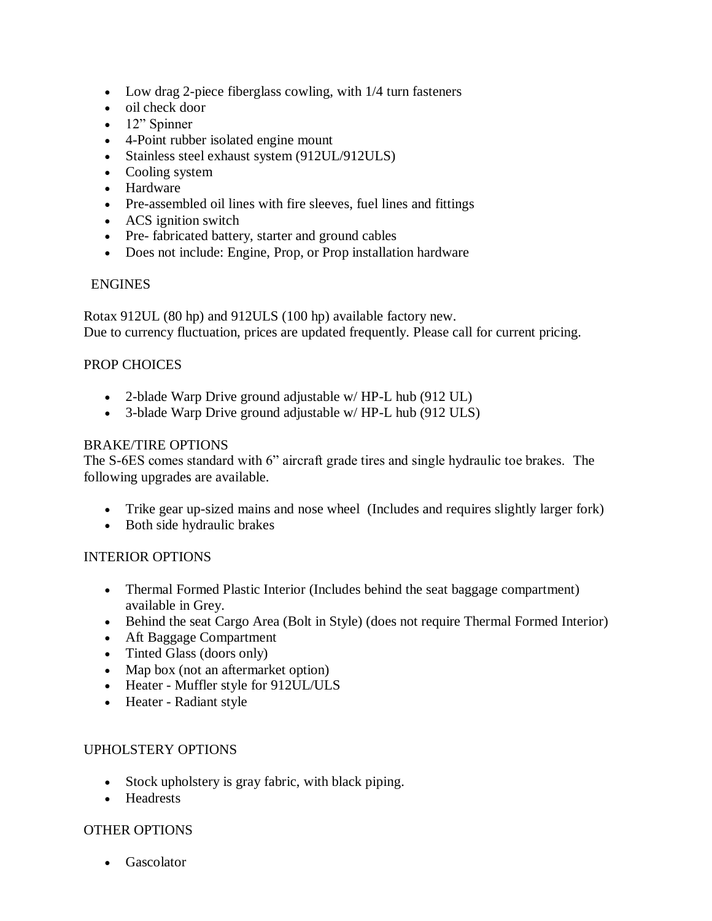- Low drag 2-piece fiberglass cowling, with 1/4 turn fasteners
- oil check door
- 12" Spinner
- 4-Point rubber isolated engine mount
- Stainless steel exhaust system (912UL/912ULS)
- Cooling system
- Hardware
- Pre-assembled oil lines with fire sleeves, fuel lines and fittings
- ACS ignition switch
- Pre- fabricated battery, starter and ground cables
- Does not include: Engine, Prop, or Prop installation hardware

## ENGINES

Rotax 912UL (80 hp) and 912ULS (100 hp) available factory new.
Due to currency fluctuation, prices are updated frequently. Please call for current pricing.

## PROP CHOICES

- 2-blade Warp Drive ground adjustable w/ HP-L hub (912 UL)
- 3-blade Warp Drive ground adjustable w/ HP-L hub (912 ULS)

## BRAKE/TIRE OPTIONS

The S-6ES comes standard with 6" aircraft grade tires and single hydraulic toe brakes. The following upgrades are available.

- Trike gear up-sized mains and nose wheel (Includes and requires slightly larger fork)
- Both side hydraulic brakes

## INTERIOR OPTIONS

- Thermal Formed Plastic Interior (Includes behind the seat baggage compartment) available in Grey.
- Behind the seat Cargo Area (Bolt in Style) (does not require Thermal Formed Interior)
- Aft Baggage Compartment
- Tinted Glass (doors only)
- Map box (not an aftermarket option)
- Heater - Muffler style for 912UL/ULS
- Heater - Radiant style

## UPHOLSTERY OPTIONS

- Stock upholstery is gray fabric, with black piping.
- Headrests

## OTHER OPTIONS

- Gascolator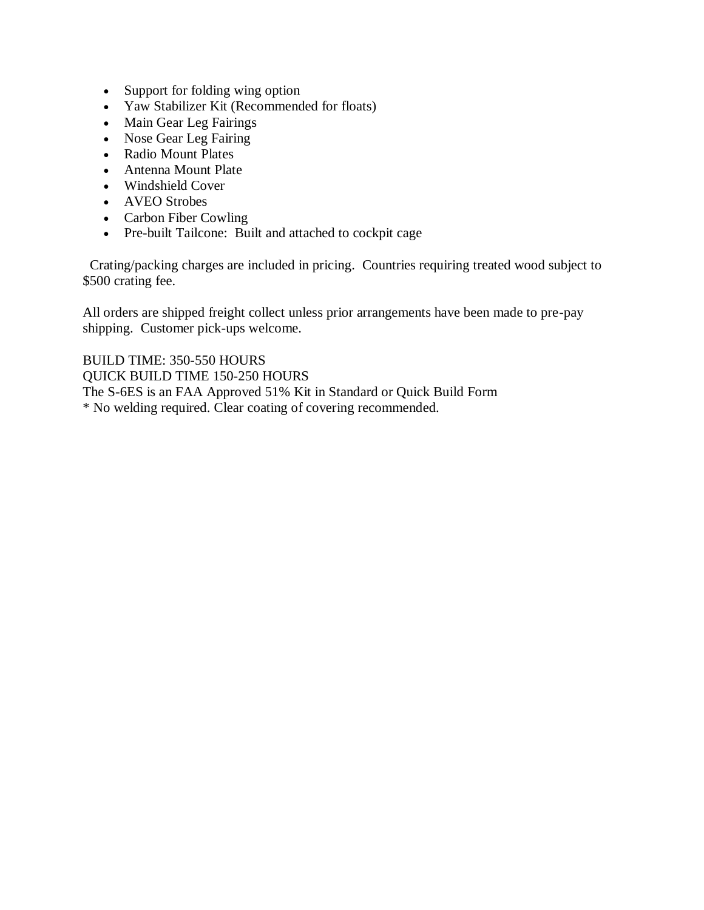- Support for folding wing option
- Yaw Stabilizer Kit (Recommended for floats)
- Main Gear Leg Fairings
- Nose Gear Leg Fairing
- Radio Mount Plates
- Antenna Mount Plate
- Windshield Cover
- AVEO Strobes
- Carbon Fiber Cowling
- Pre-built Tailcone: Built and attached to cockpit cage

Crating/packing charges are included in pricing. Countries requiring treated wood subject to $500 crating fee.

All orders are shipped freight collect unless prior arrangements have been made to pre-pay shipping. Customer pick-ups welcome.

BUILD TIME: 350-550 HOURS
QUICK BUILD TIME 150-250 HOURS
The S-6ES is an FAA Approved 51% Kit in Standard or Quick Build Form
* No welding required. Clear coating of covering recommended.